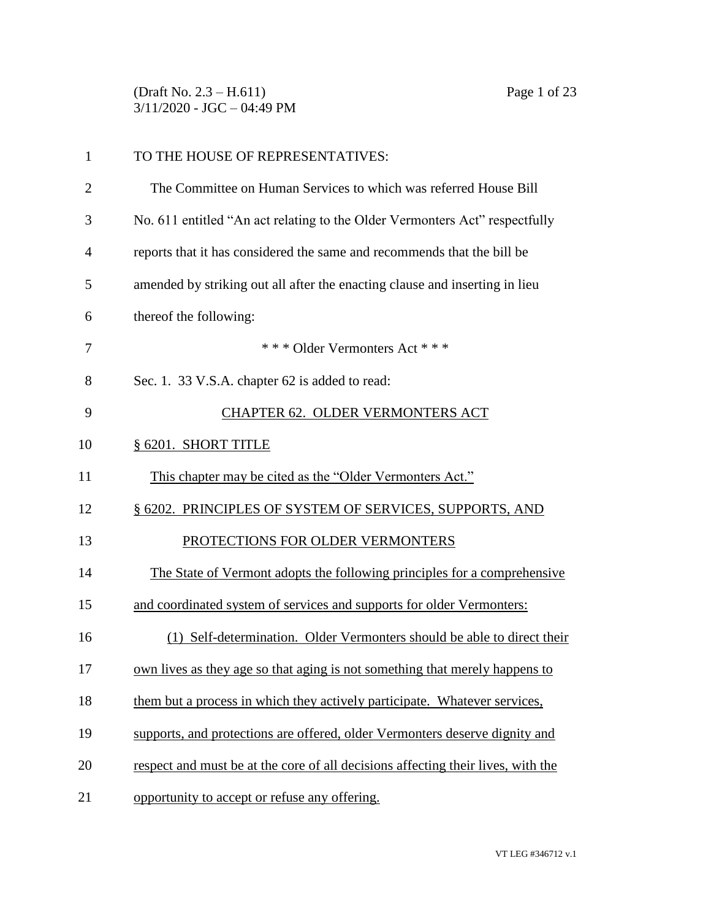TO THE HOUSE OF REPRESENTATIVES:

The Committee on Human Services to which was referred House Bill No. 611 entitled "An act relating to the Older Vermonters Act" respectfully reports that it has considered the same and recommends that the bill be amended by striking out all after the enacting clause and inserting in lieu thereof the following:

\* \* \* Older Vermonters Act \* \* \*

Sec. 1. 33 V.S.A. chapter 62 is added to read:

CHAPTER 62. OLDER VERMONTERS ACT

§ 6201. SHORT TITLE

This chapter may be cited as the "Older Vermonters Act."

§ 6202. PRINCIPLES OF SYSTEM OF SERVICES, SUPPORTS, AND PROTECTIONS FOR OLDER VERMONTERS

The State of Vermont adopts the following principles for a comprehensive and coordinated system of services and supports for older Vermonters:

(1) Self-determination. Older Vermonters should be able to direct their own lives as they age so that aging is not something that merely happens to them but a process in which they actively participate. Whatever services, supports, and protections are offered, older Vermonters deserve dignity and respect and must be at the core of all decisions affecting their lives, with the opportunity to accept or refuse any offering.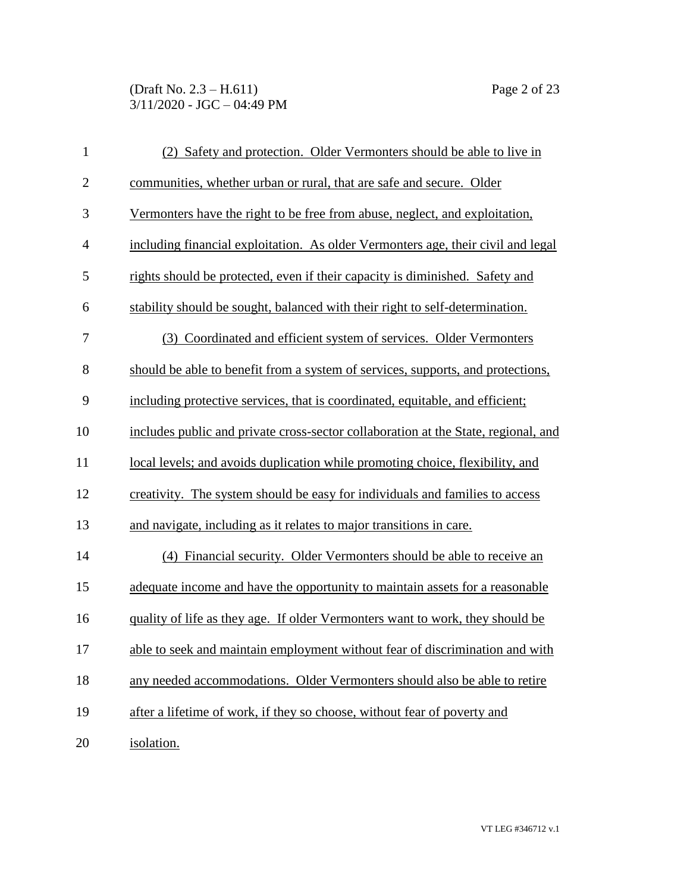(2) Safety and protection. Older Vermonters should be able to live in communities, whether urban or rural, that are safe and secure. Older Vermonters have the right to be free from abuse, neglect, and exploitation, including financial exploitation. As older Vermonters age, their civil and legal rights should be protected, even if their capacity is diminished. Safety and stability should be sought, balanced with their right to self-determination.

(3) Coordinated and efficient system of services. Older Vermonters should be able to benefit from a system of services, supports, and protections, including protective services, that is coordinated, equitable, and efficient; includes public and private cross-sector collaboration at the State, regional, and local levels; and avoids duplication while promoting choice, flexibility, and creativity. The system should be easy for individuals and families to access and navigate, including as it relates to major transitions in care.

(4) Financial security. Older Vermonters should be able to receive an adequate income and have the opportunity to maintain assets for a reasonable quality of life as they age. If older Vermonters want to work, they should be able to seek and maintain employment without fear of discrimination and with any needed accommodations. Older Vermonters should also be able to retire after a lifetime of work, if they so choose, without fear of poverty and isolation.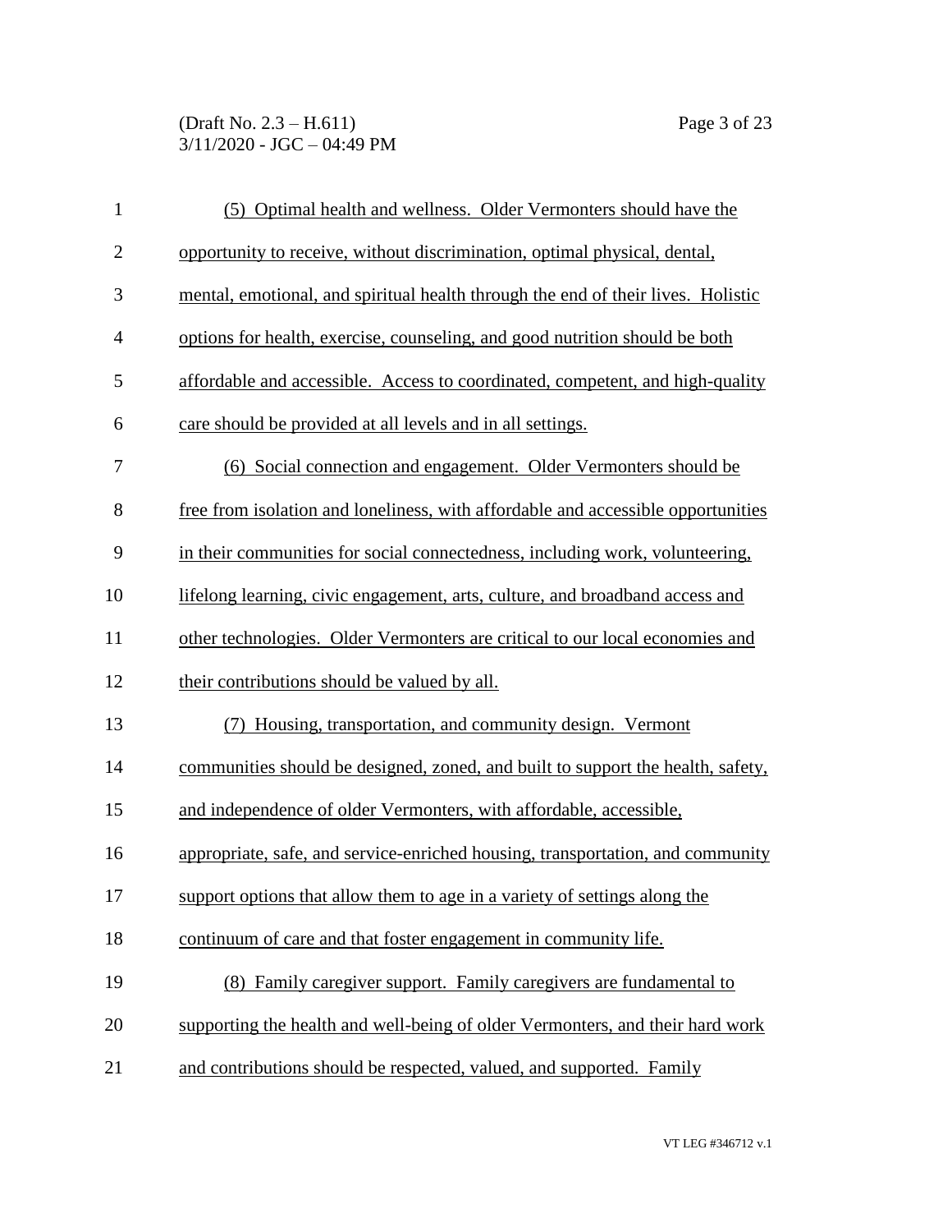(5) Optimal health and wellness. Older Vermonters should have the opportunity to receive, without discrimination, optimal physical, dental, mental, emotional, and spiritual health through the end of their lives. Holistic options for health, exercise, counseling, and good nutrition should be both affordable and accessible. Access to coordinated, competent, and high-quality care should be provided at all levels and in all settings.

(6) Social connection and engagement. Older Vermonters should be free from isolation and loneliness, with affordable and accessible opportunities in their communities for social connectedness, including work, volunteering, lifelong learning, civic engagement, arts, culture, and broadband access and other technologies. Older Vermonters are critical to our local economies and their contributions should be valued by all.

(7) Housing, transportation, and community design. Vermont communities should be designed, zoned, and built to support the health, safety, and independence of older Vermonters, with affordable, accessible, appropriate, safe, and service-enriched housing, transportation, and community support options that allow them to age in a variety of settings along the continuum of care and that foster engagement in community life.

(8) Family caregiver support. Family caregivers are fundamental to supporting the health and well-being of older Vermonters, and their hard work and contributions should be respected, valued, and supported. Family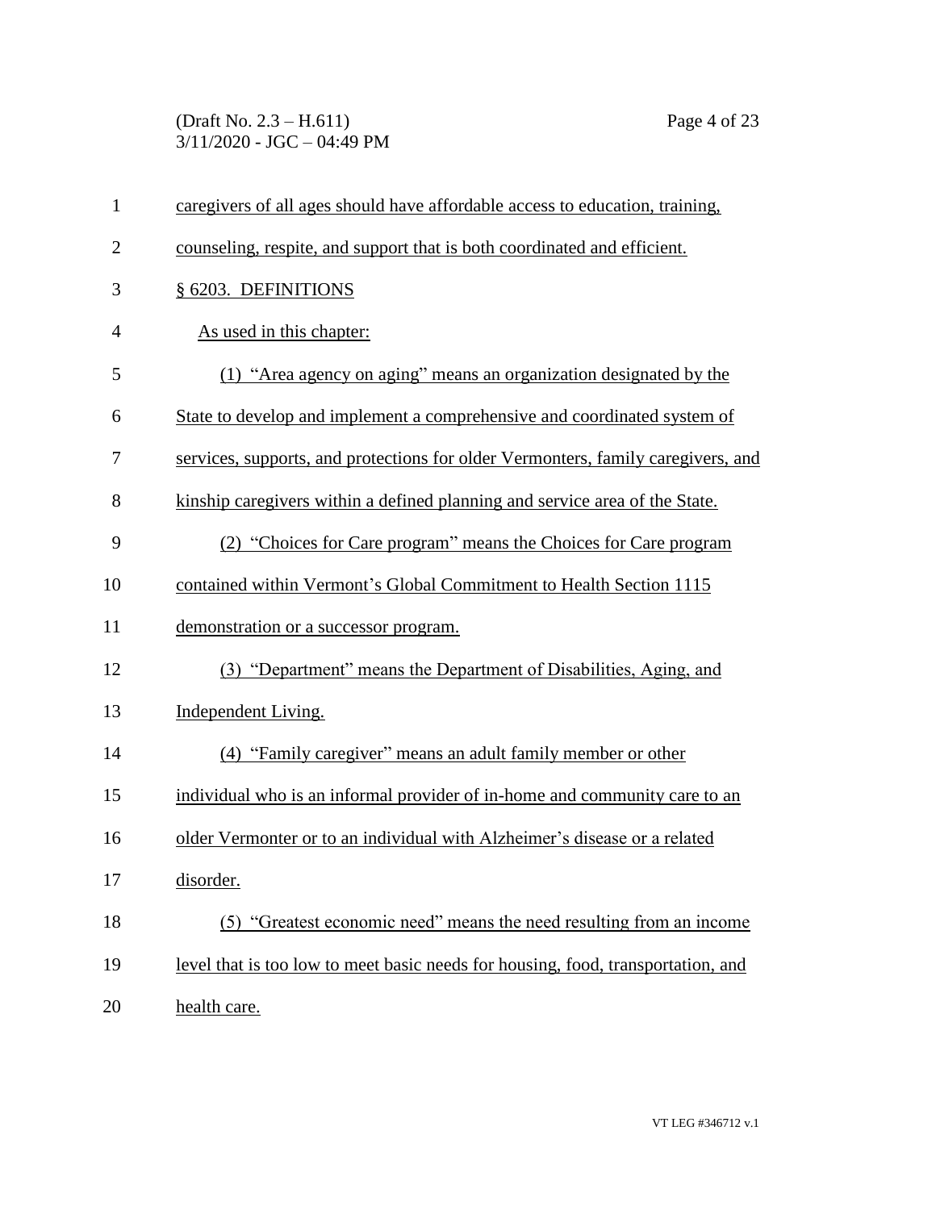caregivers of all ages should have affordable access to education, training, counseling, respite, and support that is both coordinated and efficient.

§ 6203. DEFINITIONS

As used in this chapter:

(1) "Area agency on aging" means an organization designated by the State to develop and implement a comprehensive and coordinated system of services, supports, and protections for older Vermonters, family caregivers, and kinship caregivers within a defined planning and service area of the State.

(2) "Choices for Care program" means the Choices for Care program contained within Vermont's Global Commitment to Health Section 1115 demonstration or a successor program.

(3) "Department" means the Department of Disabilities, Aging, and Independent Living.

(4) "Family caregiver" means an adult family member or other individual who is an informal provider of in-home and community care to an older Vermonter or to an individual with Alzheimer's disease or a related disorder.

(5) "Greatest economic need" means the need resulting from an income level that is too low to meet basic needs for housing, food, transportation, and health care.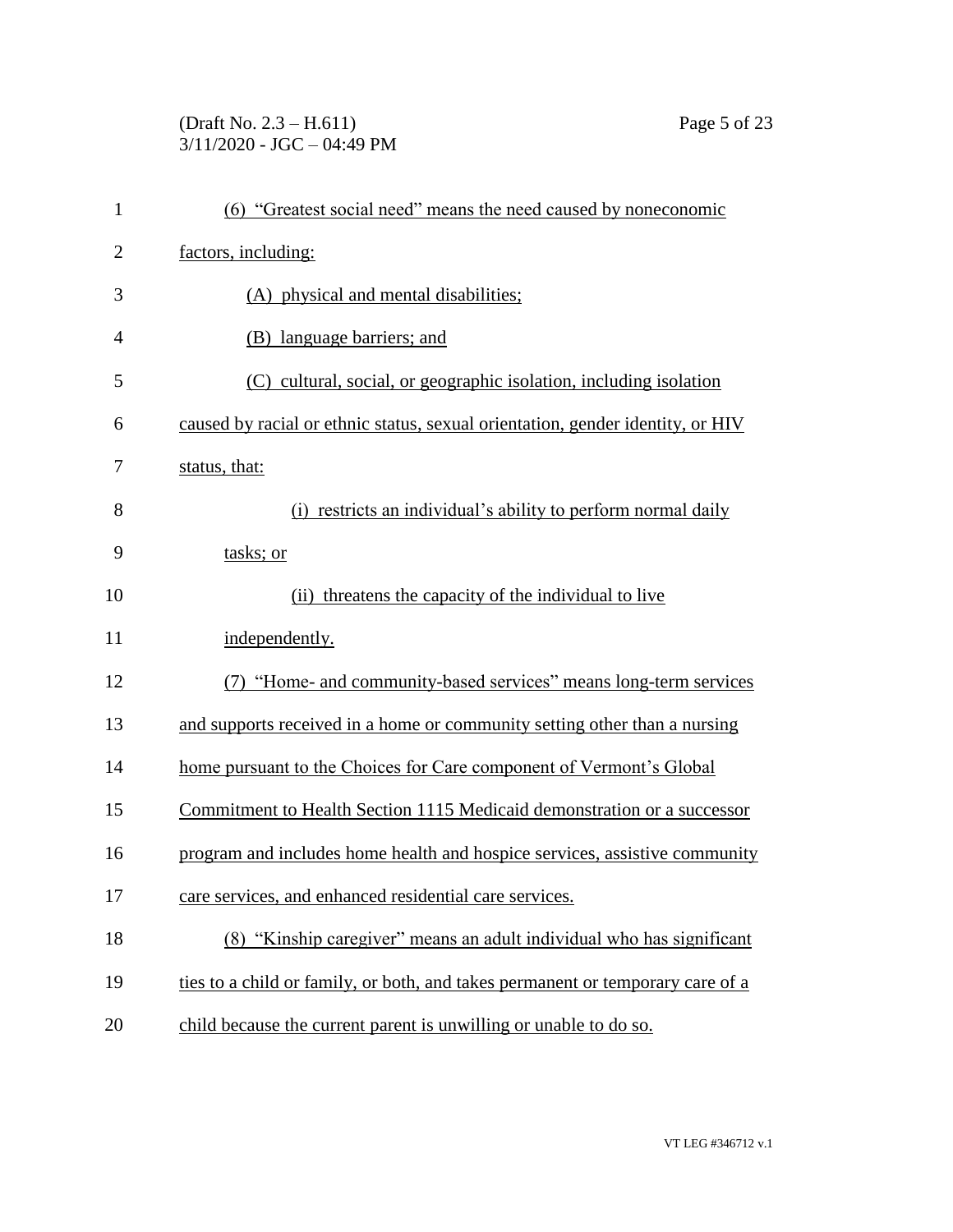(6) "Greatest social need" means the need caused by noneconomic factors, including:

(A) physical and mental disabilities;

(B) language barriers; and

(C) cultural, social, or geographic isolation, including isolation caused by racial or ethnic status, sexual orientation, gender identity, or HIV status, that:

(i) restricts an individual's ability to perform normal daily tasks; or

(ii) threatens the capacity of the individual to live independently.

(7) "Home- and community-based services" means long-term services and supports received in a home or community setting other than a nursing home pursuant to the Choices for Care component of Vermont's Global Commitment to Health Section 1115 Medicaid demonstration or a successor program and includes home health and hospice services, assistive community care services, and enhanced residential care services.

(8) "Kinship caregiver" means an adult individual who has significant ties to a child or family, or both, and takes permanent or temporary care of a child because the current parent is unwilling or unable to do so.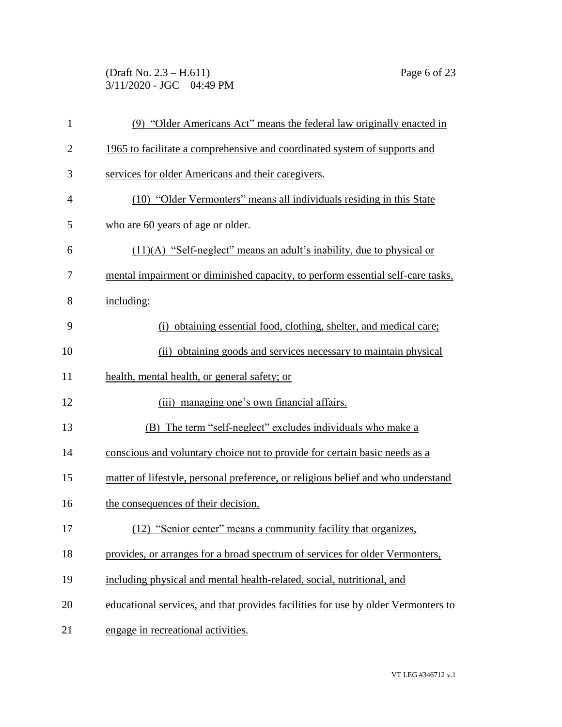(9) "Older Americans Act" means the federal law originally enacted in 1965 to facilitate a comprehensive and coordinated system of supports and services for older Americans and their caregivers.

(10) "Older Vermonters" means all individuals residing in this State who are 60 years of age or older.

(11)(A) "Self-neglect" means an adult's inability, due to physical or mental impairment or diminished capacity, to perform essential self-care tasks, including:

(i) obtaining essential food, clothing, shelter, and medical care;

(ii) obtaining goods and services necessary to maintain physical health, mental health, or general safety; or

(iii) managing one's own financial affairs.

(B) The term "self-neglect" excludes individuals who make a conscious and voluntary choice not to provide for certain basic needs as a matter of lifestyle, personal preference, or religious belief and who understand the consequences of their decision.

(12) "Senior center" means a community facility that organizes, provides, or arranges for a broad spectrum of services for older Vermonters, including physical and mental health-related, social, nutritional, and educational services, and that provides facilities for use by older Vermonters to engage in recreational activities.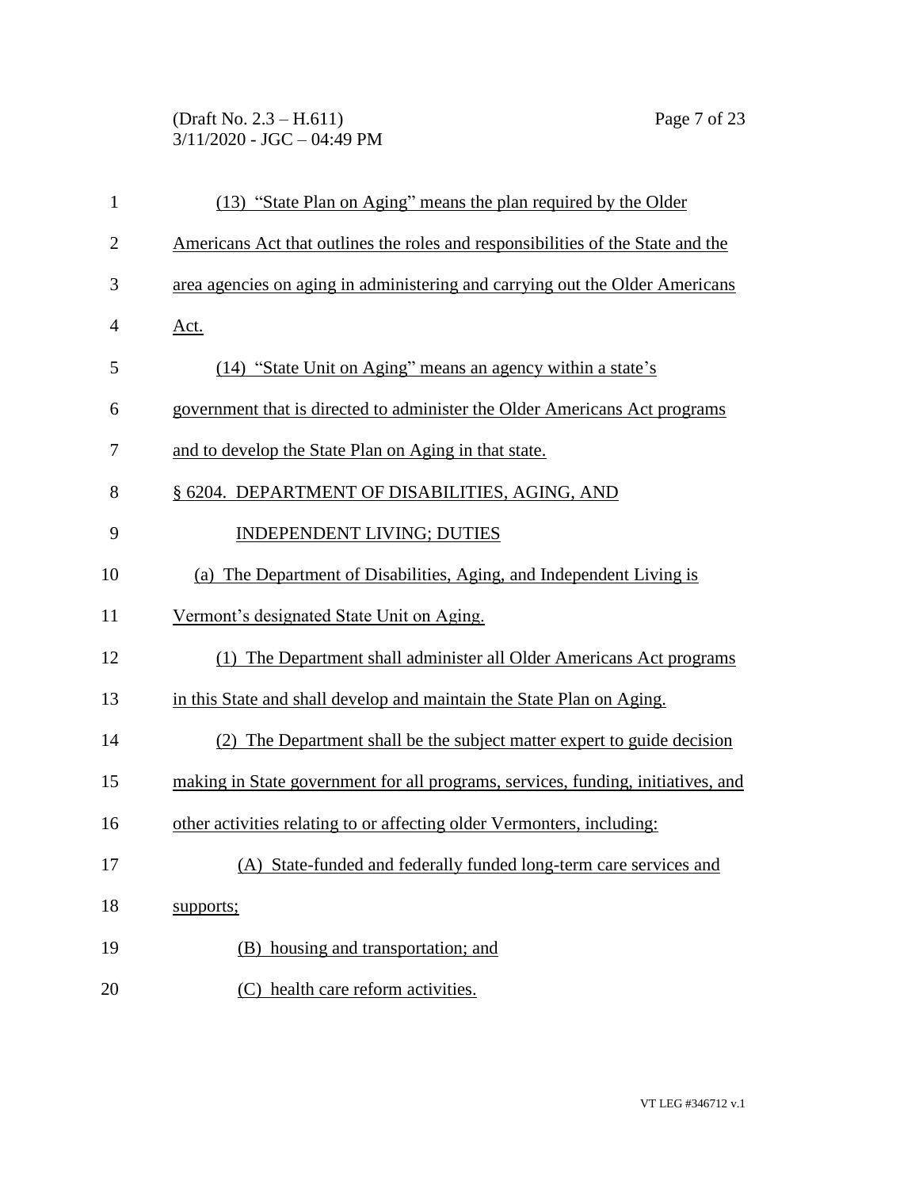(13) "State Plan on Aging" means the plan required by the Older Americans Act that outlines the roles and responsibilities of the State and the area agencies on aging in administering and carrying out the Older Americans Act.

(14) "State Unit on Aging" means an agency within a state's government that is directed to administer the Older Americans Act programs and to develop the State Plan on Aging in that state.

§ 6204. DEPARTMENT OF DISABILITIES, AGING, AND INDEPENDENT LIVING; DUTIES

(a) The Department of Disabilities, Aging, and Independent Living is Vermont's designated State Unit on Aging.

(1) The Department shall administer all Older Americans Act programs in this State and shall develop and maintain the State Plan on Aging.

(2) The Department shall be the subject matter expert to guide decision making in State government for all programs, services, funding, initiatives, and other activities relating to or affecting older Vermonters, including:

(A) State-funded and federally funded long-term care services and supports;

(B) housing and transportation; and

(C) health care reform activities.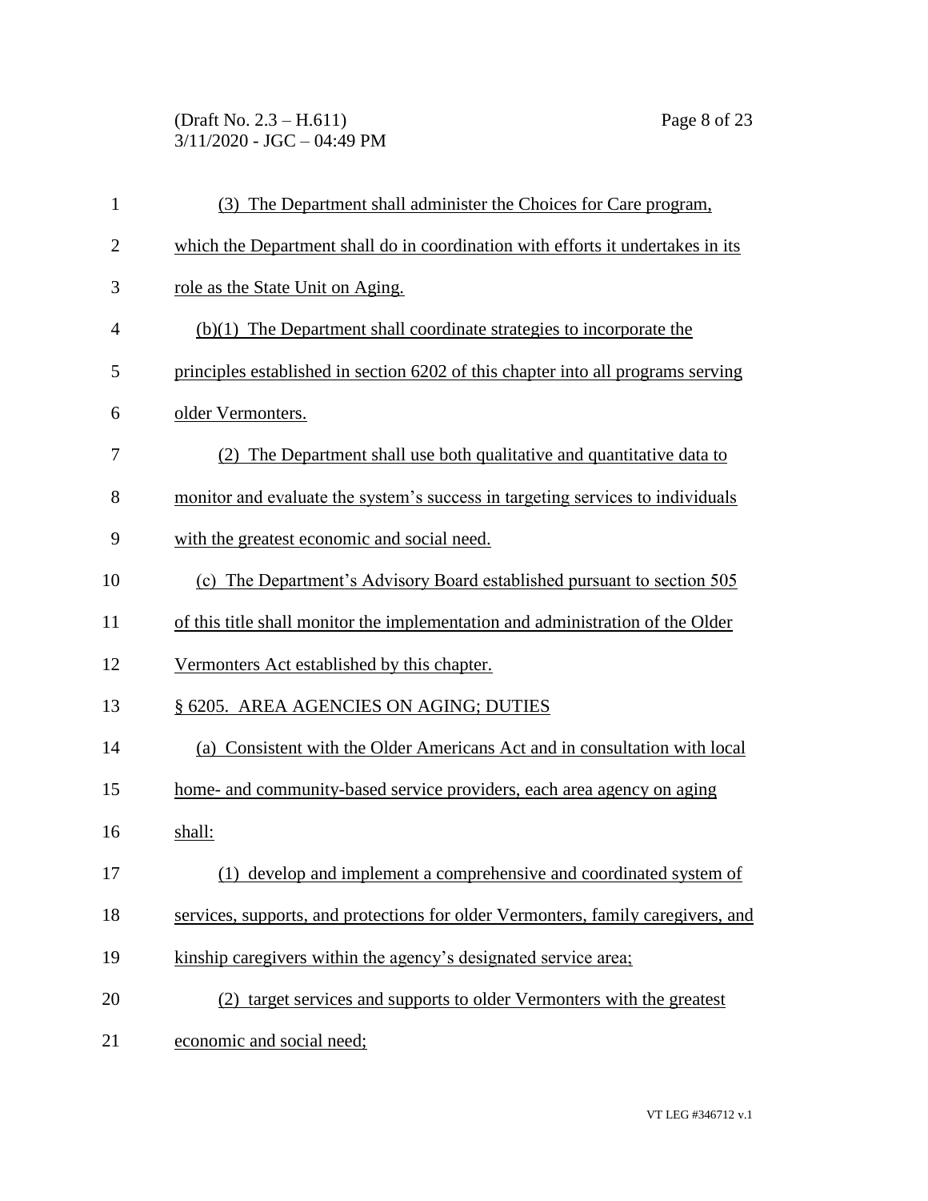(3) The Department shall administer the Choices for Care program, which the Department shall do in coordination with efforts it undertakes in its role as the State Unit on Aging.

(b)(1) The Department shall coordinate strategies to incorporate the principles established in section 6202 of this chapter into all programs serving older Vermonters.

(2) The Department shall use both qualitative and quantitative data to monitor and evaluate the system's success in targeting services to individuals with the greatest economic and social need.

(c) The Department's Advisory Board established pursuant to section 505 of this title shall monitor the implementation and administration of the Older Vermonters Act established by this chapter.

§ 6205. AREA AGENCIES ON AGING; DUTIES

(a) Consistent with the Older Americans Act and in consultation with local home- and community-based service providers, each area agency on aging shall:

(1) develop and implement a comprehensive and coordinated system of services, supports, and protections for older Vermonters, family caregivers, and kinship caregivers within the agency's designated service area;

(2) target services and supports to older Vermonters with the greatest economic and social need;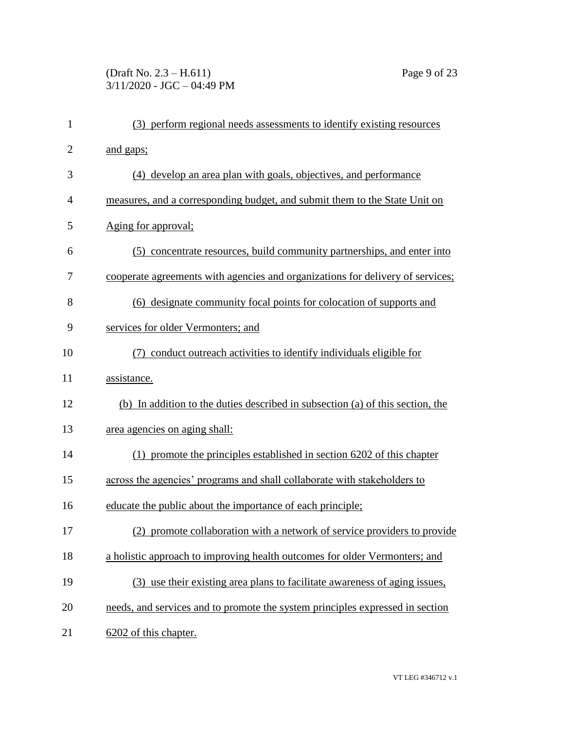(3) perform regional needs assessments to identify existing resources and gaps;

(4) develop an area plan with goals, objectives, and performance measures, and a corresponding budget, and submit them to the State Unit on Aging for approval;

(5) concentrate resources, build community partnerships, and enter into cooperate agreements with agencies and organizations for delivery of services;

(6) designate community focal points for colocation of supports and services for older Vermonters; and

(7) conduct outreach activities to identify individuals eligible for assistance.

(b) In addition to the duties described in subsection (a) of this section, the area agencies on aging shall:

(1) promote the principles established in section 6202 of this chapter across the agencies' programs and shall collaborate with stakeholders to educate the public about the importance of each principle;

(2) promote collaboration with a network of service providers to provide a holistic approach to improving health outcomes for older Vermonters; and

(3) use their existing area plans to facilitate awareness of aging issues, needs, and services and to promote the system principles expressed in section 6202 of this chapter.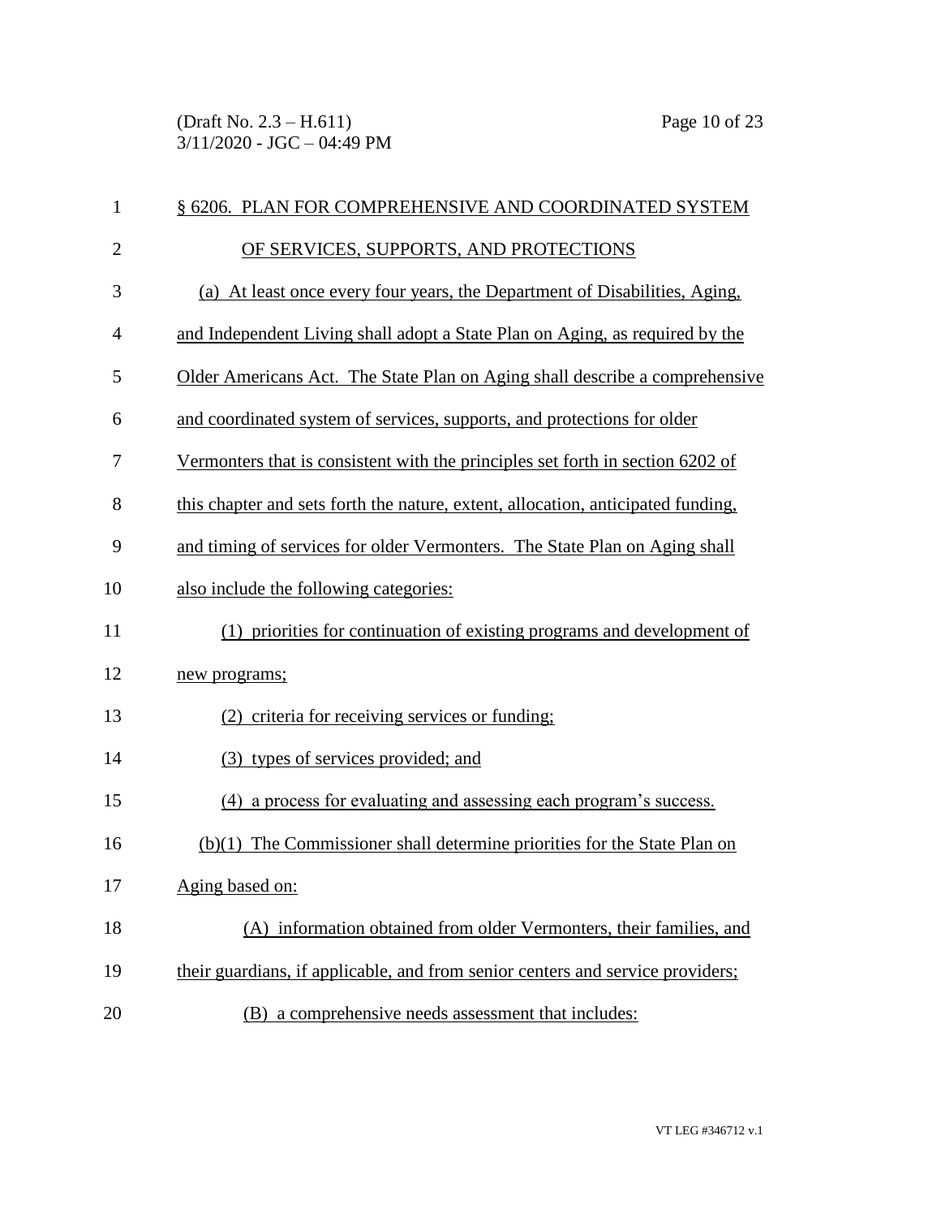§ 6206. PLAN FOR COMPREHENSIVE AND COORDINATED SYSTEM OF SERVICES, SUPPORTS, AND PROTECTIONS

(a) At least once every four years, the Department of Disabilities, Aging, and Independent Living shall adopt a State Plan on Aging, as required by the Older Americans Act. The State Plan on Aging shall describe a comprehensive and coordinated system of services, supports, and protections for older Vermonters that is consistent with the principles set forth in section 6202 of this chapter and sets forth the nature, extent, allocation, anticipated funding, and timing of services for older Vermonters. The State Plan on Aging shall also include the following categories:

(1) priorities for continuation of existing programs and development of new programs;

(2) criteria for receiving services or funding;

(3) types of services provided; and

(4) a process for evaluating and assessing each program's success.

(b)(1) The Commissioner shall determine priorities for the State Plan on Aging based on:

(A) information obtained from older Vermonters, their families, and their guardians, if applicable, and from senior centers and service providers;

(B) a comprehensive needs assessment that includes: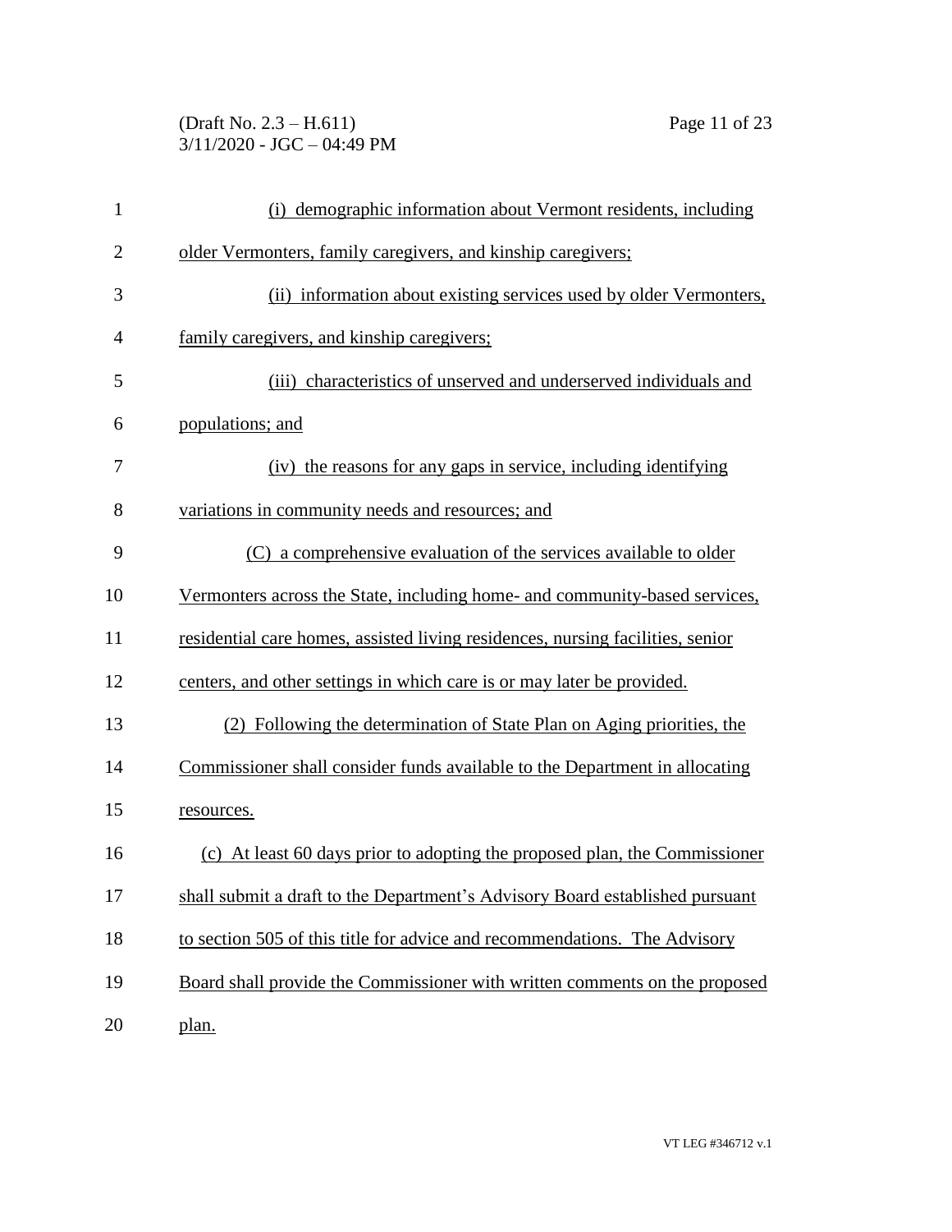(i) demographic information about Vermont residents, including older Vermonters, family caregivers, and kinship caregivers;

(ii) information about existing services used by older Vermonters, family caregivers, and kinship caregivers;

(iii) characteristics of unserved and underserved individuals and populations; and

(iv) the reasons for any gaps in service, including identifying variations in community needs and resources; and

(C) a comprehensive evaluation of the services available to older Vermonters across the State, including home- and community-based services, residential care homes, assisted living residences, nursing facilities, senior centers, and other settings in which care is or may later be provided.

(2) Following the determination of State Plan on Aging priorities, the Commissioner shall consider funds available to the Department in allocating resources.

(c) At least 60 days prior to adopting the proposed plan, the Commissioner shall submit a draft to the Department's Advisory Board established pursuant to section 505 of this title for advice and recommendations. The Advisory Board shall provide the Commissioner with written comments on the proposed plan.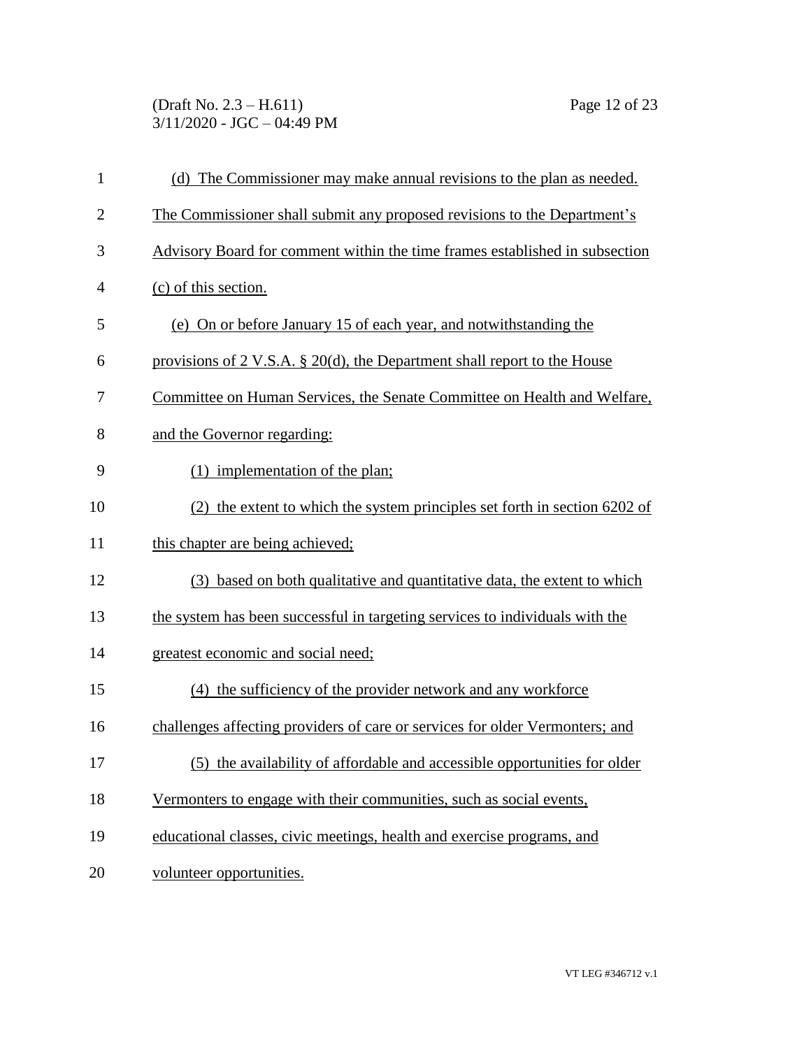(d) The Commissioner may make annual revisions to the plan as needed. The Commissioner shall submit any proposed revisions to the Department's Advisory Board for comment within the time frames established in subsection (c) of this section.

(e) On or before January 15 of each year, and notwithstanding the provisions of 2 V.S.A. § 20(d), the Department shall report to the House Committee on Human Services, the Senate Committee on Health and Welfare, and the Governor regarding:

(1) implementation of the plan;

(2) the extent to which the system principles set forth in section 6202 of this chapter are being achieved;

(3) based on both qualitative and quantitative data, the extent to which the system has been successful in targeting services to individuals with the greatest economic and social need;

(4) the sufficiency of the provider network and any workforce challenges affecting providers of care or services for older Vermonters; and

(5) the availability of affordable and accessible opportunities for older Vermonters to engage with their communities, such as social events, educational classes, civic meetings, health and exercise programs, and volunteer opportunities.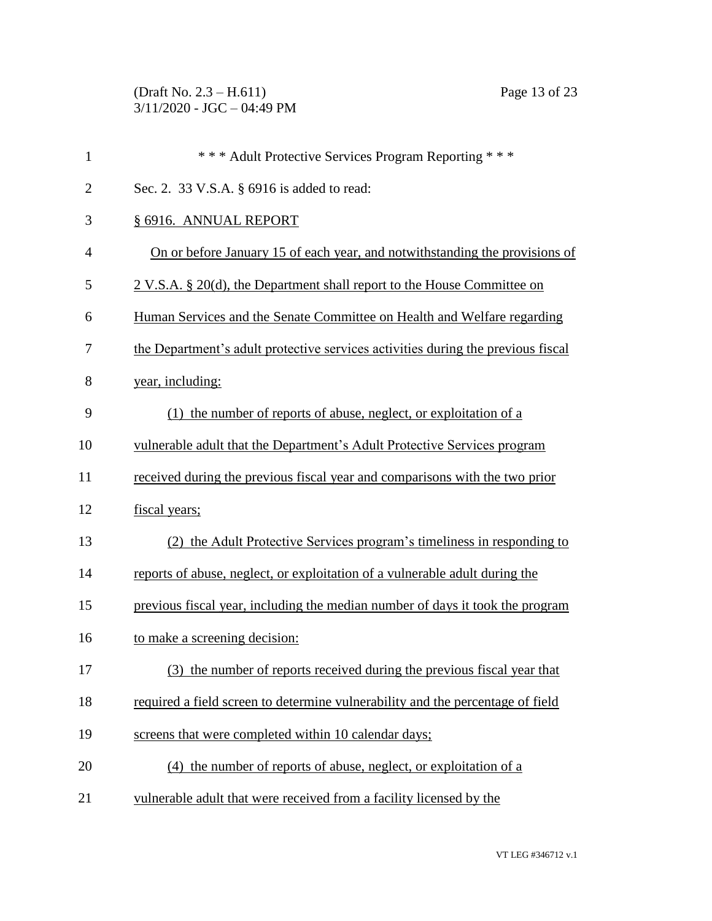\* \* \* Adult Protective Services Program Reporting \* \* \*

Sec. 2. 33 V.S.A. § 6916 is added to read:

§ 6916. ANNUAL REPORT

On or before January 15 of each year, and notwithstanding the provisions of 2 V.S.A. § 20(d), the Department shall report to the House Committee on Human Services and the Senate Committee on Health and Welfare regarding the Department's adult protective services activities during the previous fiscal year, including:

(1) the number of reports of abuse, neglect, or exploitation of a vulnerable adult that the Department's Adult Protective Services program received during the previous fiscal year and comparisons with the two prior fiscal years;

(2) the Adult Protective Services program's timeliness in responding to reports of abuse, neglect, or exploitation of a vulnerable adult during the previous fiscal year, including the median number of days it took the program to make a screening decision:

(3) the number of reports received during the previous fiscal year that required a field screen to determine vulnerability and the percentage of field screens that were completed within 10 calendar days;

(4) the number of reports of abuse, neglect, or exploitation of a vulnerable adult that were received from a facility licensed by the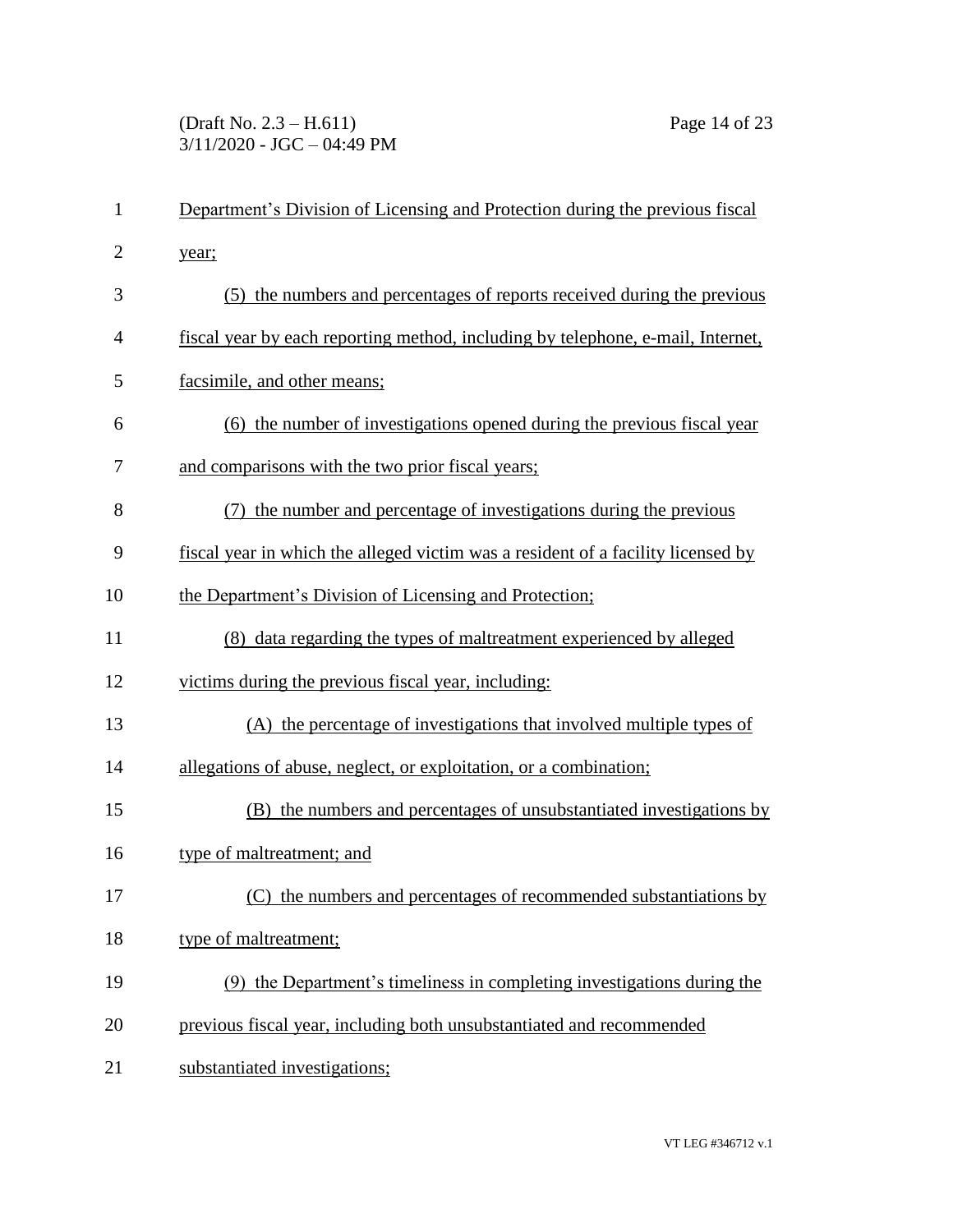Department's Division of Licensing and Protection during the previous fiscal year;

(5) the numbers and percentages of reports received during the previous fiscal year by each reporting method, including by telephone, e-mail, Internet, facsimile, and other means;

(6) the number of investigations opened during the previous fiscal year and comparisons with the two prior fiscal years;

(7) the number and percentage of investigations during the previous fiscal year in which the alleged victim was a resident of a facility licensed by the Department's Division of Licensing and Protection;

(8) data regarding the types of maltreatment experienced by alleged victims during the previous fiscal year, including:

(A) the percentage of investigations that involved multiple types of allegations of abuse, neglect, or exploitation, or a combination;

(B) the numbers and percentages of unsubstantiated investigations by type of maltreatment; and

(C) the numbers and percentages of recommended substantiations by type of maltreatment;

(9) the Department's timeliness in completing investigations during the previous fiscal year, including both unsubstantiated and recommended substantiated investigations;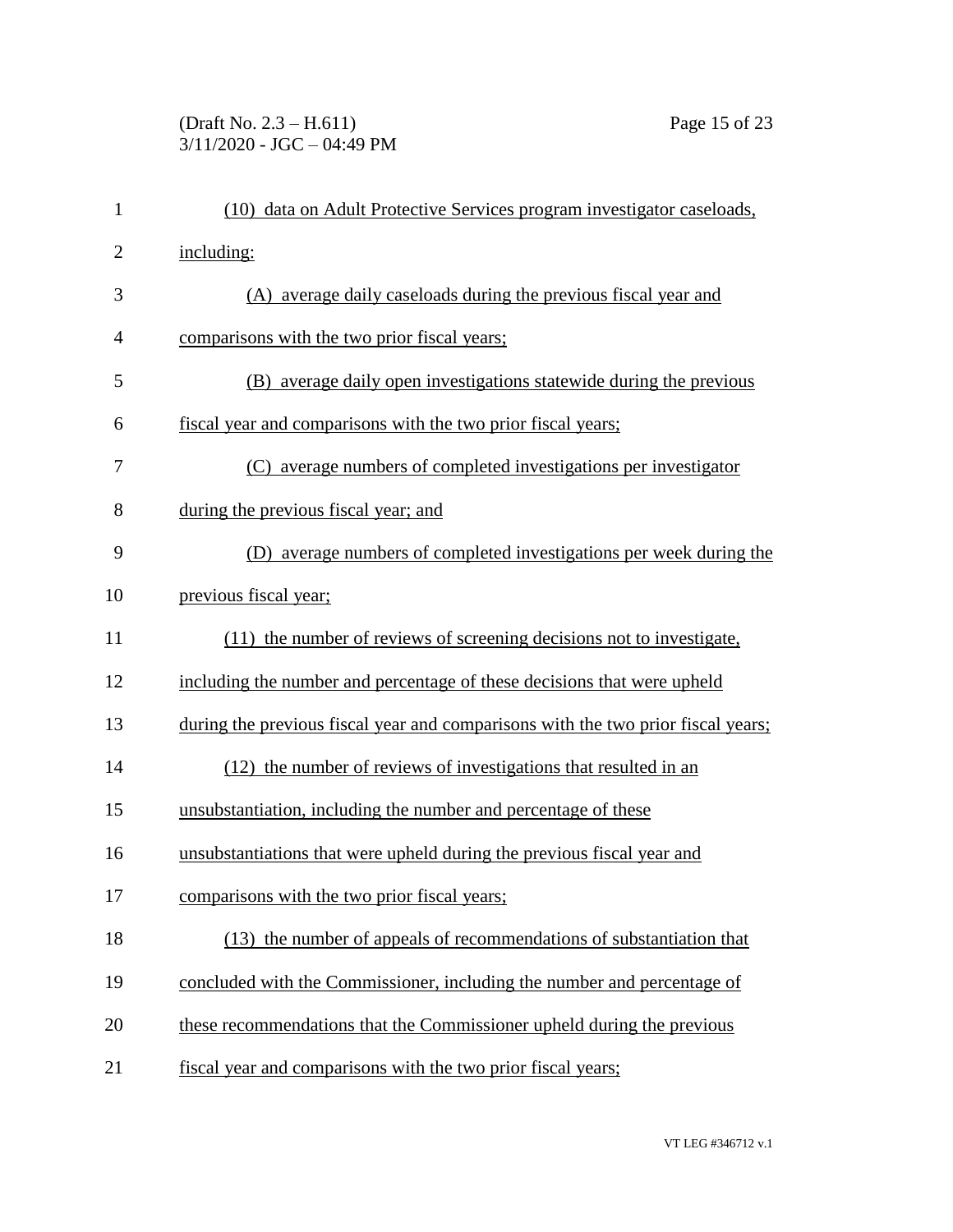(10) data on Adult Protective Services program investigator caseloads, including:

(A) average daily caseloads during the previous fiscal year and comparisons with the two prior fiscal years;

(B) average daily open investigations statewide during the previous fiscal year and comparisons with the two prior fiscal years;

(C) average numbers of completed investigations per investigator during the previous fiscal year; and

(D) average numbers of completed investigations per week during the previous fiscal year;

(11) the number of reviews of screening decisions not to investigate, including the number and percentage of these decisions that were upheld during the previous fiscal year and comparisons with the two prior fiscal years;

(12) the number of reviews of investigations that resulted in an unsubstantiation, including the number and percentage of these unsubstantiations that were upheld during the previous fiscal year and comparisons with the two prior fiscal years;

(13) the number of appeals of recommendations of substantiation that concluded with the Commissioner, including the number and percentage of these recommendations that the Commissioner upheld during the previous fiscal year and comparisons with the two prior fiscal years;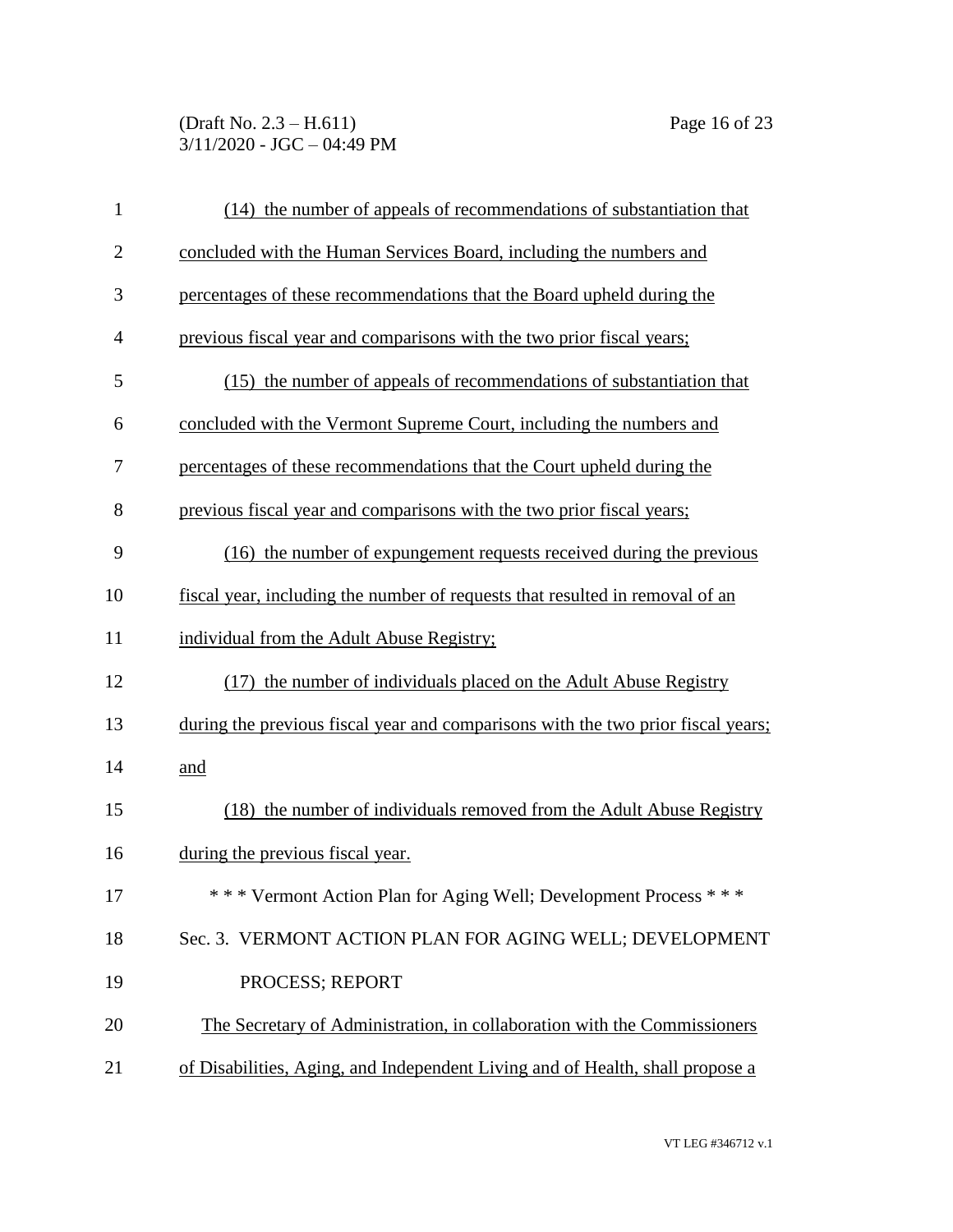(14) the number of appeals of recommendations of substantiation that concluded with the Human Services Board, including the numbers and percentages of these recommendations that the Board upheld during the previous fiscal year and comparisons with the two prior fiscal years;

(15) the number of appeals of recommendations of substantiation that concluded with the Vermont Supreme Court, including the numbers and percentages of these recommendations that the Court upheld during the previous fiscal year and comparisons with the two prior fiscal years;

(16) the number of expungement requests received during the previous fiscal year, including the number of requests that resulted in removal of an individual from the Adult Abuse Registry;

(17) the number of individuals placed on the Adult Abuse Registry during the previous fiscal year and comparisons with the two prior fiscal years; and

(18) the number of individuals removed from the Adult Abuse Registry during the previous fiscal year.

\* \* \* Vermont Action Plan for Aging Well; Development Process \* \* \*

Sec. 3. VERMONT ACTION PLAN FOR AGING WELL; DEVELOPMENT PROCESS; REPORT

The Secretary of Administration, in collaboration with the Commissioners of Disabilities, Aging, and Independent Living and of Health, shall propose a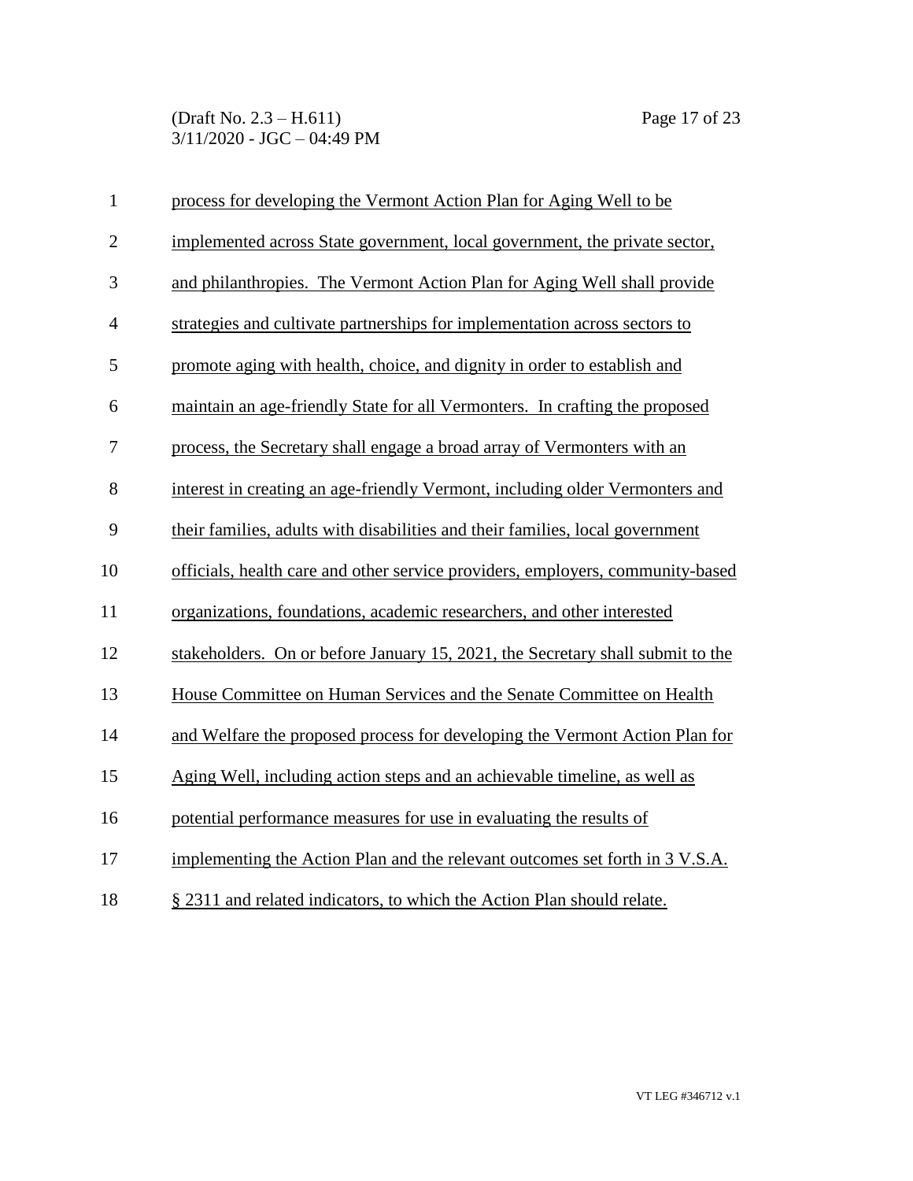process for developing the Vermont Action Plan for Aging Well to be implemented across State government, local government, the private sector, and philanthropies. The Vermont Action Plan for Aging Well shall provide strategies and cultivate partnerships for implementation across sectors to promote aging with health, choice, and dignity in order to establish and maintain an age-friendly State for all Vermonters. In crafting the proposed process, the Secretary shall engage a broad array of Vermonters with an interest in creating an age-friendly Vermont, including older Vermonters and their families, adults with disabilities and their families, local government officials, health care and other service providers, employers, community-based organizations, foundations, academic researchers, and other interested stakeholders. On or before January 15, 2021, the Secretary shall submit to the House Committee on Human Services and the Senate Committee on Health and Welfare the proposed process for developing the Vermont Action Plan for Aging Well, including action steps and an achievable timeline, as well as potential performance measures for use in evaluating the results of implementing the Action Plan and the relevant outcomes set forth in 3 V.S.A. § 2311 and related indicators, to which the Action Plan should relate.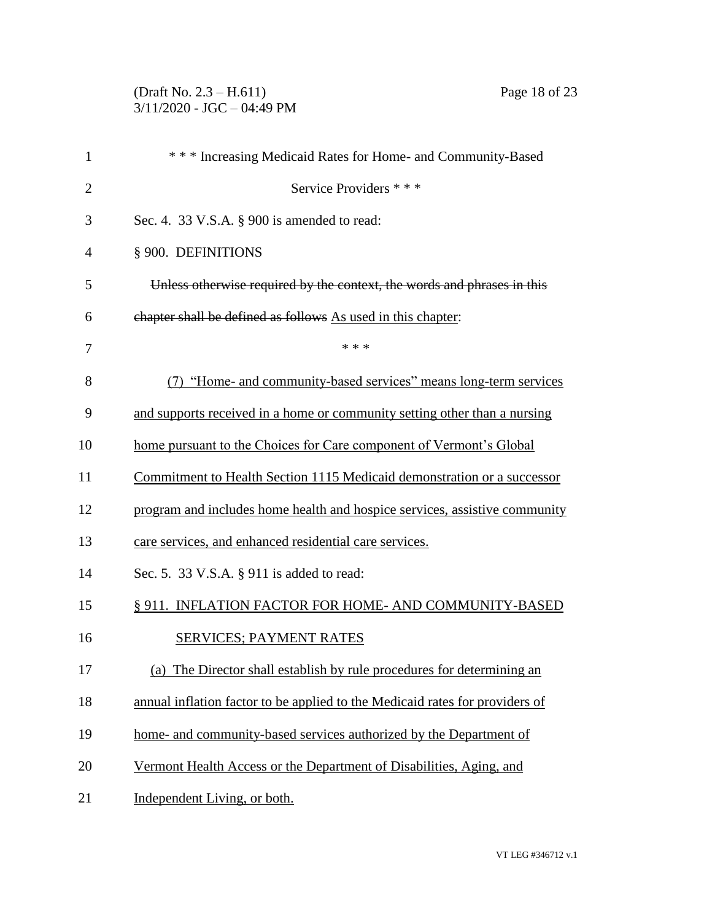\* \* \* Increasing Medicaid Rates for Home- and Community-Based Service Providers \* \* \*

Sec. 4. 33 V.S.A. § 900 is amended to read:

§ 900. DEFINITIONS

~~Unless otherwise required by the context, the words and phrases in this chapter shall be defined as follows~~ As used in this chapter:

\* \* \*

(7) "Home- and community-based services" means long-term services and supports received in a home or community setting other than a nursing home pursuant to the Choices for Care component of Vermont's Global Commitment to Health Section 1115 Medicaid demonstration or a successor program and includes home health and hospice services, assistive community care services, and enhanced residential care services.

Sec. 5. 33 V.S.A. § 911 is added to read:

§ 911. INFLATION FACTOR FOR HOME- AND COMMUNITY-BASED SERVICES; PAYMENT RATES

(a) The Director shall establish by rule procedures for determining an annual inflation factor to be applied to the Medicaid rates for providers of home- and community-based services authorized by the Department of Vermont Health Access or the Department of Disabilities, Aging, and Independent Living, or both.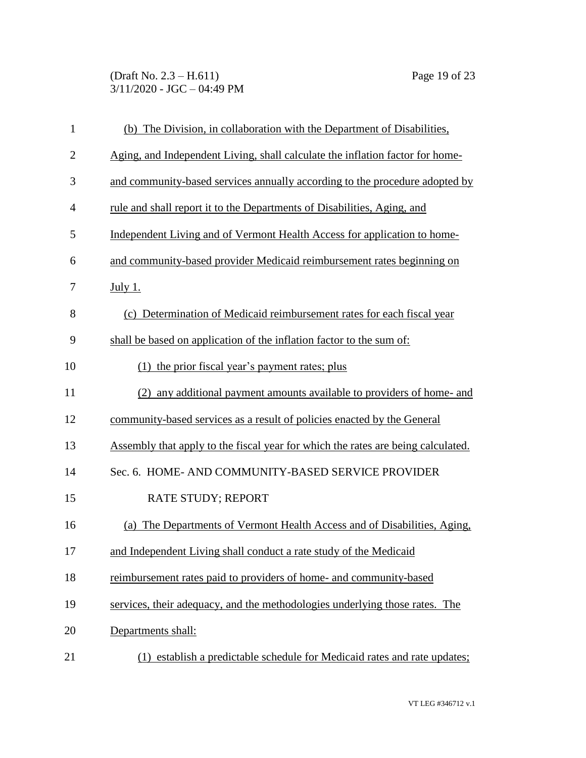(b) The Division, in collaboration with the Department of Disabilities, Aging, and Independent Living, shall calculate the inflation factor for home- and community-based services annually according to the procedure adopted by rule and shall report it to the Departments of Disabilities, Aging, and Independent Living and of Vermont Health Access for application to home- and community-based provider Medicaid reimbursement rates beginning on July 1.

(c) Determination of Medicaid reimbursement rates for each fiscal year shall be based on application of the inflation factor to the sum of:

(1) the prior fiscal year's payment rates; plus

(2) any additional payment amounts available to providers of home- and community-based services as a result of policies enacted by the General Assembly that apply to the fiscal year for which the rates are being calculated.

Sec. 6. HOME- AND COMMUNITY-BASED SERVICE PROVIDER RATE STUDY; REPORT

(a) The Departments of Vermont Health Access and of Disabilities, Aging, and Independent Living shall conduct a rate study of the Medicaid reimbursement rates paid to providers of home- and community-based services, their adequacy, and the methodologies underlying those rates. The Departments shall:

(1) establish a predictable schedule for Medicaid rates and rate updates;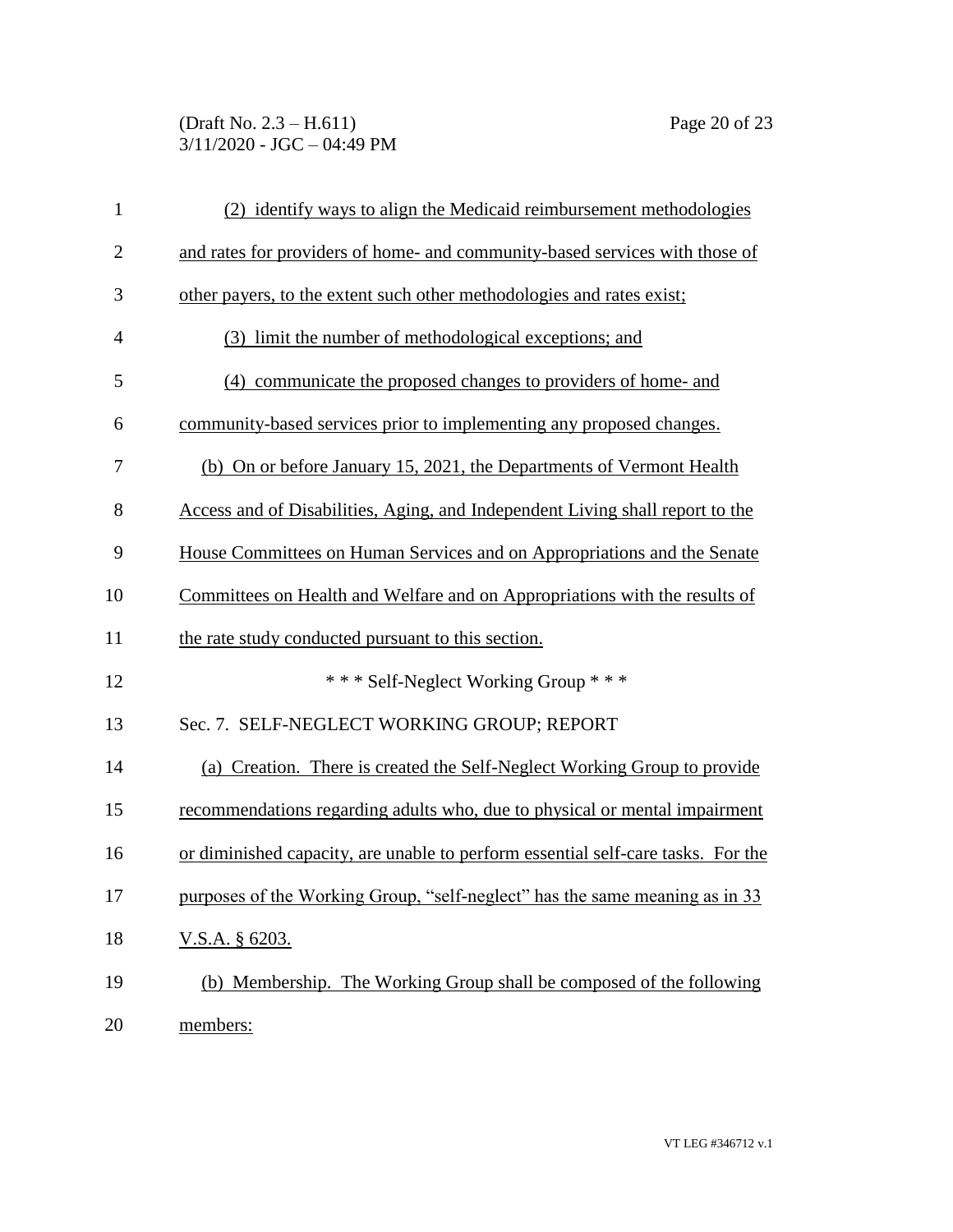(2) identify ways to align the Medicaid reimbursement methodologies and rates for providers of home- and community-based services with those of other payers, to the extent such other methodologies and rates exist;

(3) limit the number of methodological exceptions; and

(4) communicate the proposed changes to providers of home- and community-based services prior to implementing any proposed changes.

(b) On or before January 15, 2021, the Departments of Vermont Health Access and of Disabilities, Aging, and Independent Living shall report to the House Committees on Human Services and on Appropriations and the Senate Committees on Health and Welfare and on Appropriations with the results of the rate study conducted pursuant to this section.

\* \* \* Self-Neglect Working Group \* \* \*

Sec. 7. SELF-NEGLECT WORKING GROUP; REPORT

(a) Creation. There is created the Self-Neglect Working Group to provide recommendations regarding adults who, due to physical or mental impairment or diminished capacity, are unable to perform essential self-care tasks. For the purposes of the Working Group, "self-neglect" has the same meaning as in 33 V.S.A. § 6203.

(b) Membership. The Working Group shall be composed of the following members: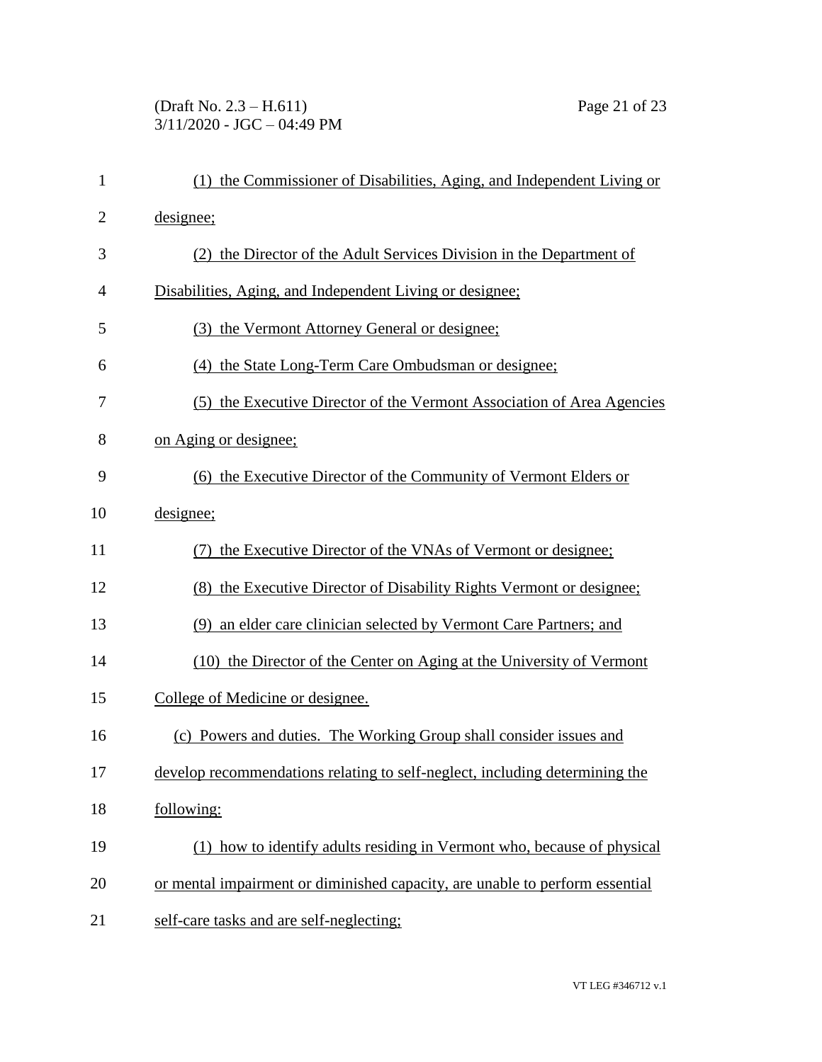(1) the Commissioner of Disabilities, Aging, and Independent Living or designee;

(2) the Director of the Adult Services Division in the Department of Disabilities, Aging, and Independent Living or designee;

(3) the Vermont Attorney General or designee;

(4) the State Long-Term Care Ombudsman or designee;

(5) the Executive Director of the Vermont Association of Area Agencies on Aging or designee;

(6) the Executive Director of the Community of Vermont Elders or designee;

(7) the Executive Director of the VNAs of Vermont or designee;

(8) the Executive Director of Disability Rights Vermont or designee;

(9) an elder care clinician selected by Vermont Care Partners; and

(10) the Director of the Center on Aging at the University of Vermont College of Medicine or designee.

(c) Powers and duties. The Working Group shall consider issues and develop recommendations relating to self-neglect, including determining the following:

(1) how to identify adults residing in Vermont who, because of physical or mental impairment or diminished capacity, are unable to perform essential self-care tasks and are self-neglecting;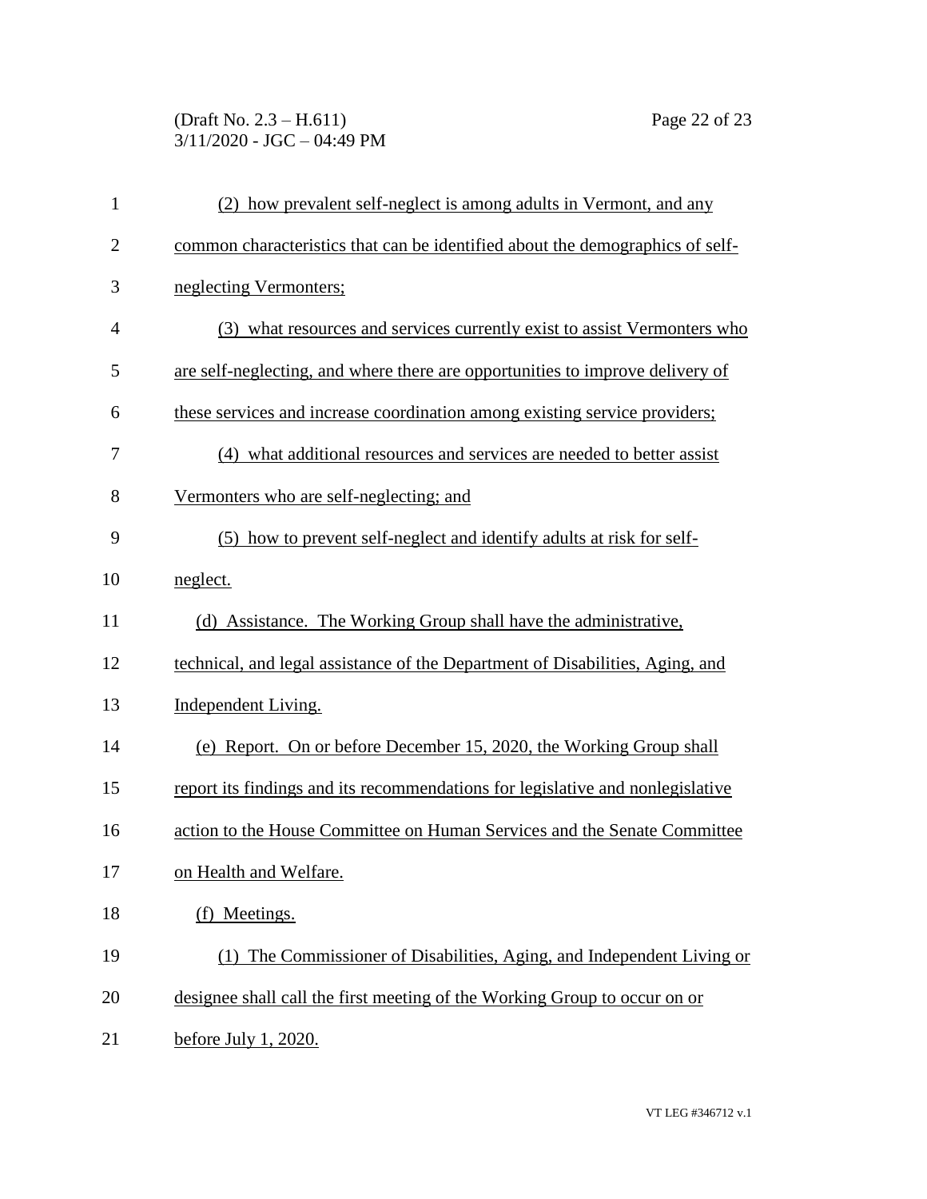(2) how prevalent self-neglect is among adults in Vermont, and any common characteristics that can be identified about the demographics of self-neglecting Vermonters;

(3) what resources and services currently exist to assist Vermonters who are self-neglecting, and where there are opportunities to improve delivery of these services and increase coordination among existing service providers;

(4) what additional resources and services are needed to better assist Vermonters who are self-neglecting; and

(5) how to prevent self-neglect and identify adults at risk for self-neglect.

(d) Assistance. The Working Group shall have the administrative, technical, and legal assistance of the Department of Disabilities, Aging, and Independent Living.

(e) Report. On or before December 15, 2020, the Working Group shall report its findings and its recommendations for legislative and nonlegislative action to the House Committee on Human Services and the Senate Committee on Health and Welfare.

(f) Meetings.

(1) The Commissioner of Disabilities, Aging, and Independent Living or designee shall call the first meeting of the Working Group to occur on or before July 1, 2020.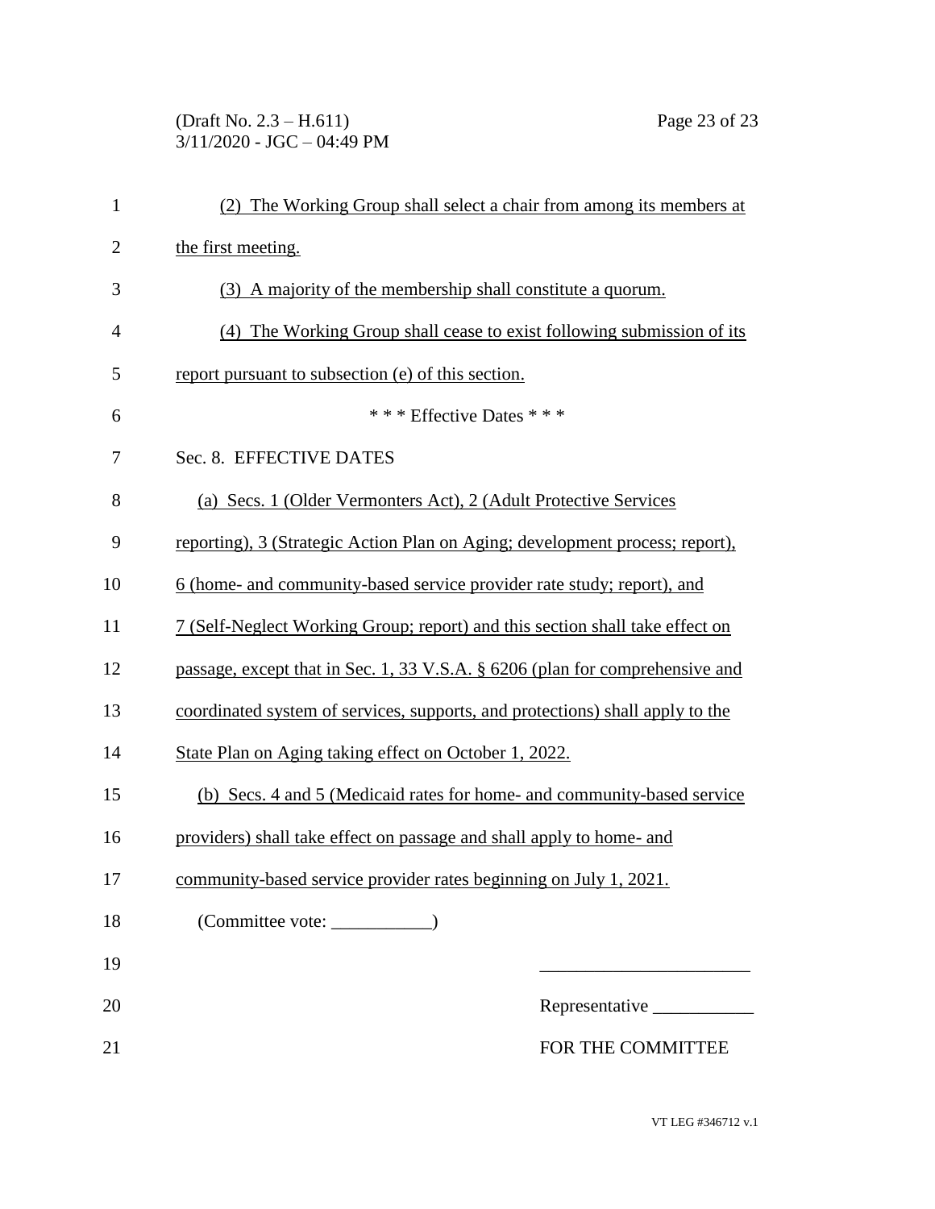(2) The Working Group shall select a chair from among its members at the first meeting.

(3) A majority of the membership shall constitute a quorum.

(4) The Working Group shall cease to exist following submission of its report pursuant to subsection (e) of this section.

\* \* \* Effective Dates \* \* \*

Sec. 8. EFFECTIVE DATES

(a) Secs. 1 (Older Vermonters Act), 2 (Adult Protective Services reporting), 3 (Strategic Action Plan on Aging; development process; report), 6 (home- and community-based service provider rate study; report), and 7 (Self-Neglect Working Group; report) and this section shall take effect on passage, except that in Sec. 1, 33 V.S.A. § 6206 (plan for comprehensive and coordinated system of services, supports, and protections) shall apply to the State Plan on Aging taking effect on October 1, 2022.

(b) Secs. 4 and 5 (Medicaid rates for home- and community-based service providers) shall take effect on passage and shall apply to home- and community-based service provider rates beginning on July 1, 2021.

(Committee vote: ___________)

_______________________

Representative ___________

FOR THE COMMITTEE